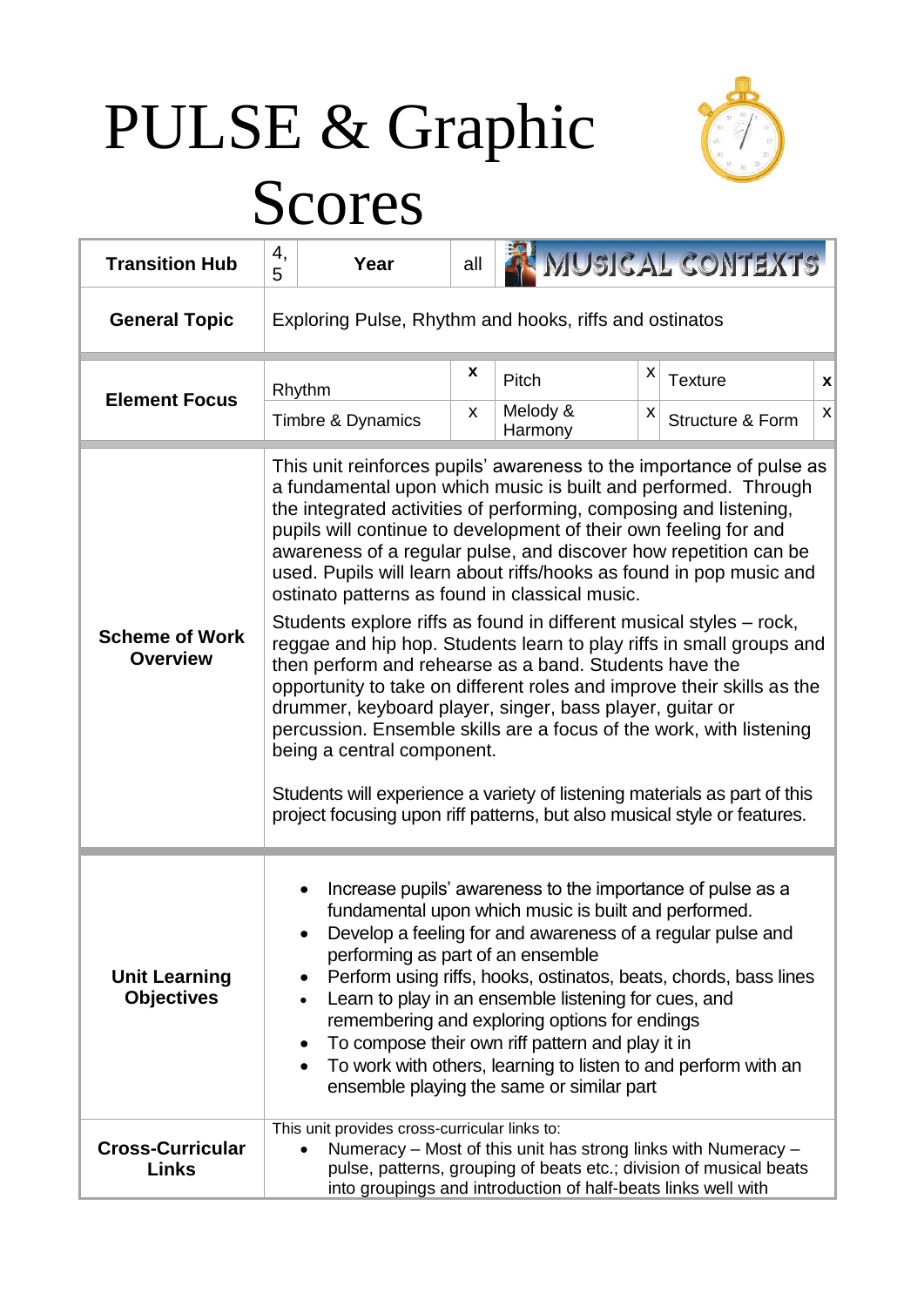# PULSE & Graphic Scores

| | | | | |
|---|---|---|---|---|
| **Transition Hub** | 4, 5 | **Year** | all | MUSICAL CONTEXTS |
| **General Topic** | Exploring Pulse, Rhythm and hooks, riffs and ostinatos | | | |

| | | | | | | |
|---|---|---|---|---|---|---|
| **Element Focus** | Rhythm | x | Pitch | X | Texture | x |
| | Timbre & Dynamics | x | Melody & Harmony | X | Structure & Form | X |

| | |
|---|---|
| **Scheme of Work Overview** | This unit reinforces pupils' awareness to the importance of pulse as a fundamental upon which music is built and performed. Through the integrated activities of performing, composing and listening, pupils will continue to development of their own feeling for and awareness of a regular pulse, and discover how repetition can be used. Pupils will learn about riffs/hooks as found in pop music and ostinato patterns as found in classical music.<br><br>Students explore riffs as found in different musical styles – rock, reggae and hip hop. Students learn to play riffs in small groups and then perform and rehearse as a band. Students have the opportunity to take on different roles and improve their skills as the drummer, keyboard player, singer, bass player, guitar or percussion. Ensemble skills are a focus of the work, with listening being a central component.<br><br>Students will experience a variety of listening materials as part of this project focusing upon riff patterns, but also musical style or features. |
| **Unit Learning Objectives** | • Increase pupils' awareness to the importance of pulse as a fundamental upon which music is built and performed.<br>• Develop a feeling for and awareness of a regular pulse and performing as part of an ensemble<br>• Perform using riffs, hooks, ostinatos, beats, chords, bass lines<br>• Learn to play in an ensemble listening for cues, and remembering and exploring options for endings<br>• To compose their own riff pattern and play it in<br>• To work with others, learning to listen to and perform with an ensemble playing the same or similar part |
| **Cross-Curricular Links** | This unit provides cross-curricular links to:<br>• Numeracy – Most of this unit has strong links with Numeracy – pulse, patterns, grouping of beats etc.; division of musical beats into groupings and introduction of half-beats links well with |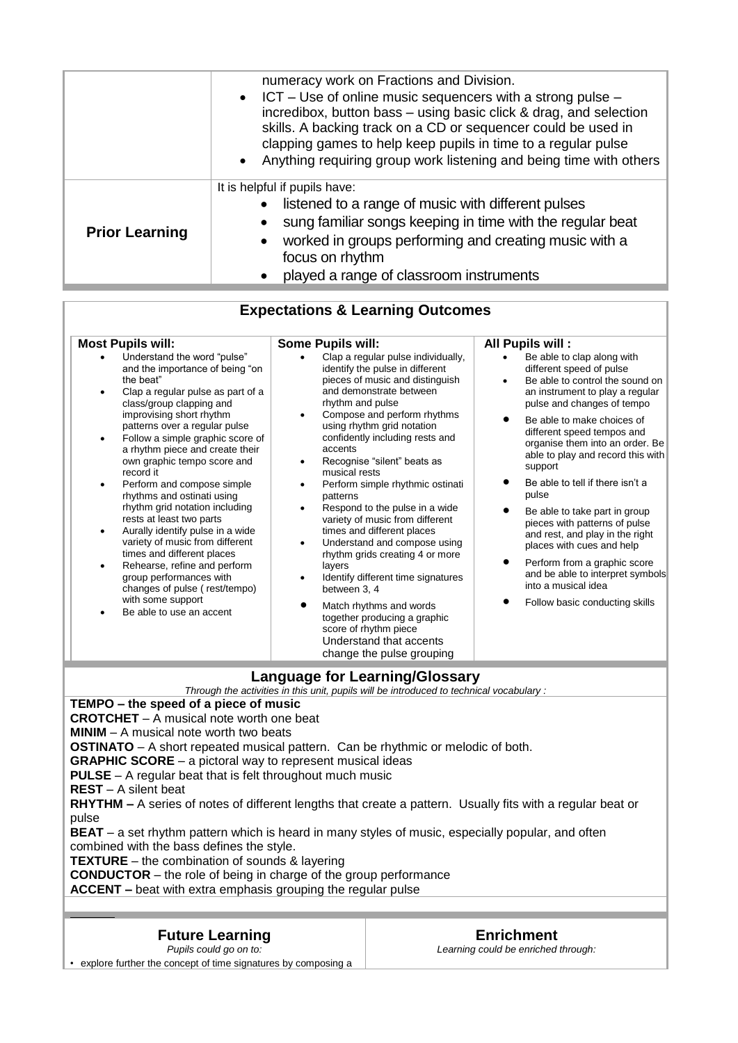| | |
|---|---|
| | numeracy work on Fractions and Division.<br>• ICT – Use of online music sequencers with a strong pulse – incredibox, button bass – using basic click & drag, and selection skills. A backing track on a CD or sequencer could be used in clapping games to help keep pupils in time to a regular pulse<br>• Anything requiring group work listening and being time with others |
| **Prior Learning** | It is helpful if pupils have:<br>• listened to a range of music with different pulses<br>• sung familiar songs keeping in time with the regular beat<br>• worked in groups performing and creating music with a focus on rhythm<br>• played a range of classroom instruments |

## Expectations & Learning Outcomes

| **Most Pupils will:** | **Some Pupils will:** | **All Pupils will :** |
|---|---|---|
| • Understand the word "pulse" and the importance of being "on the beat"<br>• Clap a regular pulse as part of a class/group clapping and improvising short rhythm patterns over a regular pulse<br>• Follow a simple graphic score of a rhythm piece and create their own graphic tempo score and record it<br>• Perform and compose simple rhythms and ostinati using rhythm grid notation including rests at least two parts<br>• Aurally identify pulse in a wide variety of music from different times and different places<br>• Rehearse, refine and perform group performances with changes of pulse ( rest/tempo) with some support<br>• Be able to use an accent | • Clap a regular pulse individually, identify the pulse in different pieces of music and distinguish and demonstrate between rhythm and pulse<br>• Compose and perform rhythms using rhythm grid notation confidently including rests and accents<br>• Recognise "silent" beats as musical rests<br>• Perform simple rhythmic ostinati patterns<br>• Respond to the pulse in a wide variety of music from different times and different places<br>• Understand and compose using rhythm grids creating 4 or more layers<br>• Identify different time signatures between 3, 4<br>• Match rhythms and words together producing a graphic score of rhythm piece Understand that accents change the pulse grouping | • Be able to clap along with different speed of pulse<br>• Be able to control the sound on an instrument to play a regular pulse and changes of tempo<br>• Be able to make choices of different speed tempos and organise them into an order. Be able to play and record this with support<br>• Be able to tell if there isn't a pulse<br>• Be able to take part in group pieces with patterns of pulse and rest, and play in the right places with cues and help<br>• Perform from a graphic score and be able to interpret symbols into a musical idea<br>• Follow basic conducting skills |

## Language for Learning/Glossary

*Through the activities in this unit, pupils will be introduced to technical vocabulary :*

**TEMPO – the speed of a piece of music**
**CROTCHET** – A musical note worth one beat
**MINIM** – A musical note worth two beats
**OSTINATO** – A short repeated musical pattern. Can be rhythmic or melodic of both.
**GRAPHIC SCORE** – a pictoral way to represent musical ideas
**PULSE** – A regular beat that is felt throughout much music
**REST** – A silent beat
**RHYTHM –** A series of notes of different lengths that create a pattern. Usually fits with a regular beat or pulse
**BEAT** – a set rhythm pattern which is heard in many styles of music, especially popular, and often combined with the bass defines the style.
**TEXTURE** – the combination of sounds & layering
**CONDUCTOR** – the role of being in charge of the group performance
**ACCENT –** beat with extra emphasis grouping the regular pulse

| **Future Learning**<br>*Pupils could go on to:* | **Enrichment**<br>*Learning could be enriched through:* |
|---|---|
| • explore further the concept of time signatures by composing a | |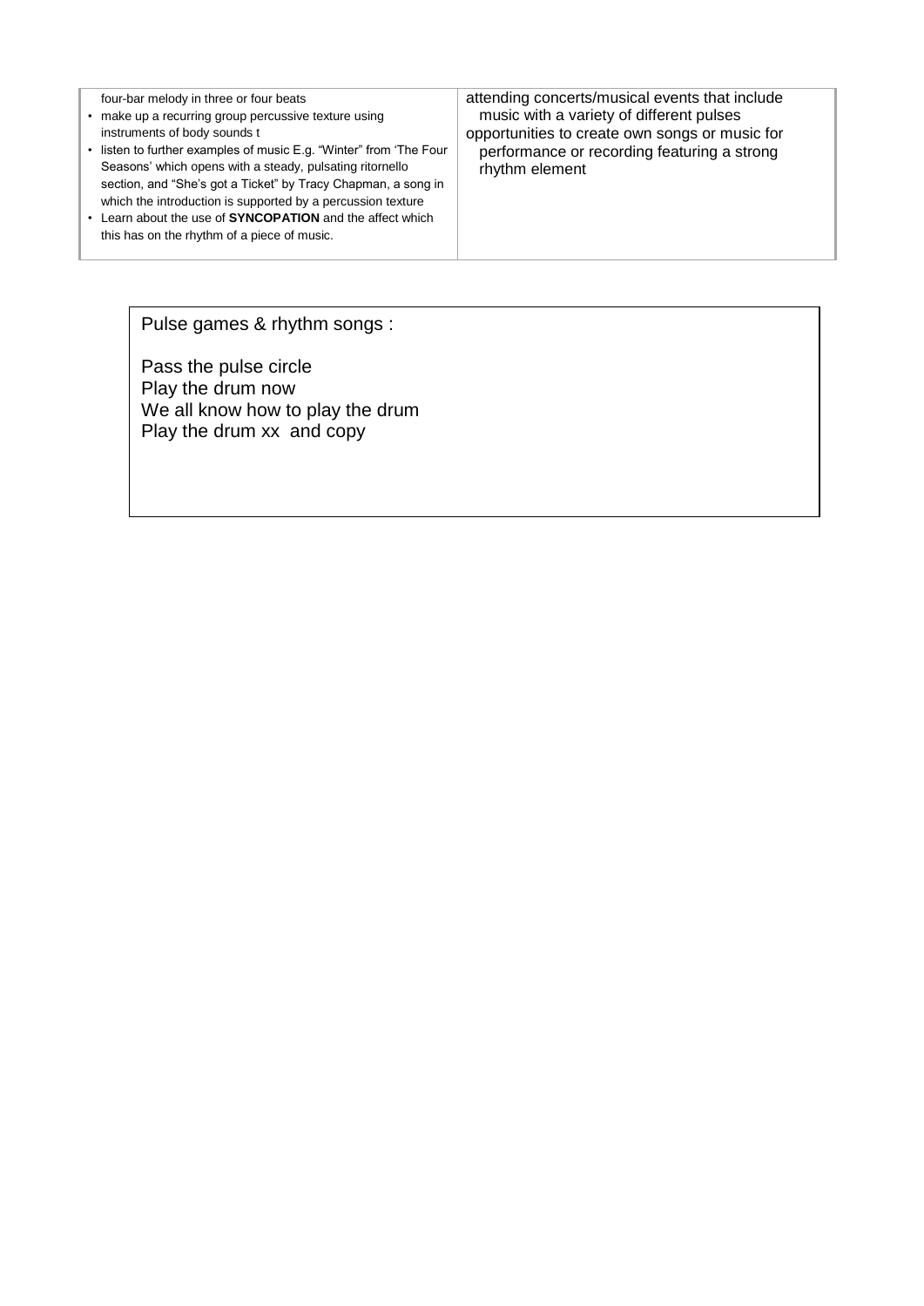| | |
|---|---|
| four-bar melody in three or four beats<br>• make up a recurring group percussive texture using instruments of body sounds t<br>• listen to further examples of music E.g. "Winter" from 'The Four Seasons' which opens with a steady, pulsating ritornello section, and "She's got a Ticket" by Tracy Chapman, a song in which the introduction is supported by a percussion texture<br>• Learn about the use of **SYNCOPATION** and the affect which this has on the rhythm of a piece of music. | attending concerts/musical events that include music with a variety of different pulses<br>opportunities to create own songs or music for performance or recording featuring a strong rhythm element |

Pulse games & rhythm songs :

Pass the pulse circle
Play the drum now
We all know how to play the drum
Play the drum xx and copy